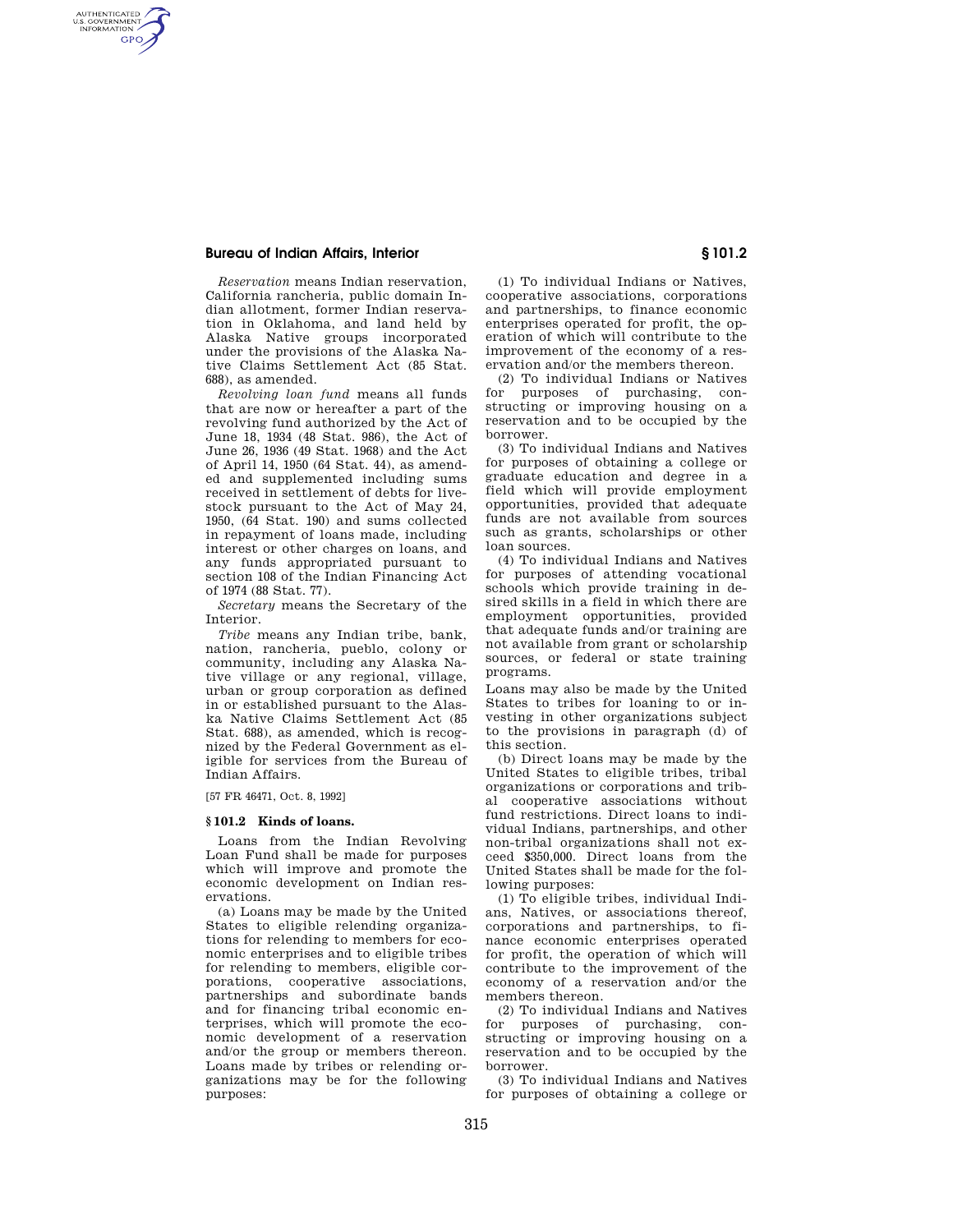*Reservation* means Indian reservation, California rancheria, public domain Indian allotment, former Indian reservation in Oklahoma, and land held by Alaska Native groups incorporated under the provisions of the Alaska Native Claims Settlement Act (85 Stat. 688), as amended.

*Revolving loan fund* means all funds that are now or hereafter a part of the revolving fund authorized by the Act of June 18, 1934 (48 Stat. 986), the Act of June 26, 1936 (49 Stat. 1968) and the Act of April 14, 1950 (64 Stat. 44), as amended and supplemented including sums received in settlement of debts for livestock pursuant to the Act of May 24, 1950, (64 Stat. 190) and sums collected in repayment of loans made, including interest or other charges on loans, and any funds appropriated pursuant to section 108 of the Indian Financing Act of 1974 (88 Stat. 77).

*Secretary* means the Secretary of the Interior.

*Tribe* means any Indian tribe, bank, nation, rancheria, pueblo, colony or community, including any Alaska Native village or any regional, village, urban or group corporation as defined in or established pursuant to the Alaska Native Claims Settlement Act (85 Stat. 688), as amended, which is recognized by the Federal Government as eligible for services from the Bureau of Indian Affairs.

[57 FR 46471, Oct. 8, 1992]

### § 101.2 Kinds of loans.

Loans from the Indian Revolving Loan Fund shall be made for purposes which will improve and promote the economic development on Indian reservations.

(a) Loans may be made by the United States to eligible relending organizations for relending to members for economic enterprises and to eligible tribes for relending to members, eligible corporations, cooperative associations, partnerships and subordinate bands and for financing tribal economic enterprises, which will promote the economic development of a reservation and/or the group or members thereon. Loans made by tribes or relending organizations may be for the following purposes:

(1) To individual Indians or Natives, cooperative associations, corporations and partnerships, to finance economic enterprises operated for profit, the operation of which will contribute to the improvement of the economy of a reservation and/or the members thereon.

(2) To individual Indians or Natives for purposes of purchasing, constructing or improving housing on a reservation and to be occupied by the borrower.

(3) To individual Indians and Natives for purposes of obtaining a college or graduate education and degree in a field which will provide employment opportunities, provided that adequate funds are not available from sources such as grants, scholarships or other loan sources.

(4) To individual Indians and Natives for purposes of attending vocational schools which provide training in desired skills in a field in which there are employment opportunities, provided that adequate funds and/or training are not available from grant or scholarship sources, or federal or state training programs.

Loans may also be made by the United States to tribes for loaning to or investing in other organizations subject to the provisions in paragraph (d) of this section.

(b) Direct loans may be made by the United States to eligible tribes, tribal organizations or corporations and tribal cooperative associations without fund restrictions. Direct loans to individual Indians, partnerships, and other non-tribal organizations shall not exceed $350,000. Direct loans from the United States shall be made for the following purposes:

(1) To eligible tribes, individual Indians, Natives, or associations thereof, corporations and partnerships, to finance economic enterprises operated for profit, the operation of which will contribute to the improvement of the economy of a reservation and/or the members thereon.

(2) To individual Indians and Natives for purposes of purchasing, constructing or improving housing on a reservation and to be occupied by the borrower.

(3) To individual Indians and Natives for purposes of obtaining a college or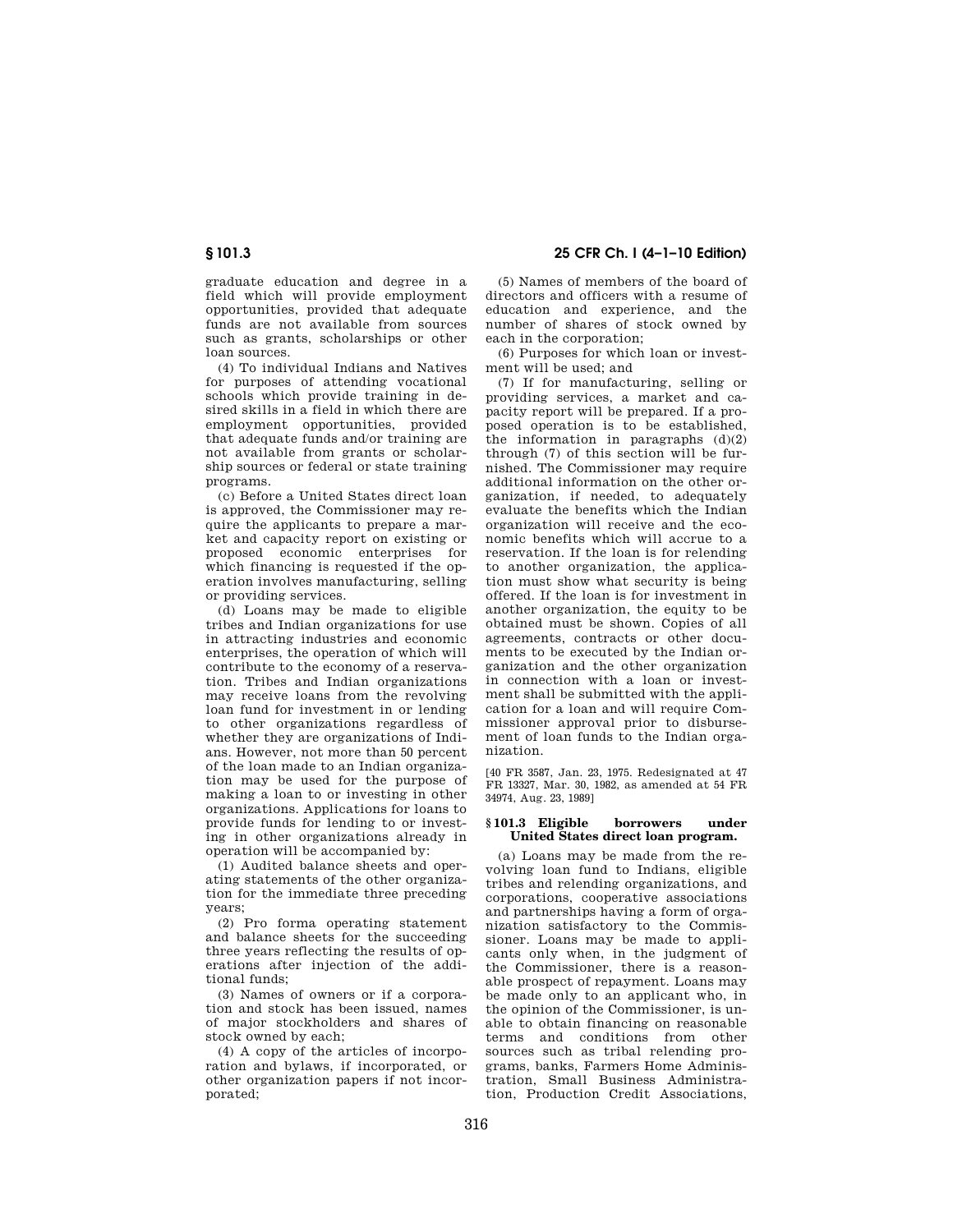graduate education and degree in a field which will provide employment opportunities, provided that adequate funds are not available from sources such as grants, scholarships or other loan sources.

(4) To individual Indians and Natives for purposes of attending vocational schools which provide training in desired skills in a field in which there are employment opportunities, provided that adequate funds and/or training are not available from grants or scholarship sources or federal or state training programs.

(c) Before a United States direct loan is approved, the Commissioner may require the applicants to prepare a market and capacity report on existing or proposed economic enterprises for which financing is requested if the operation involves manufacturing, selling or providing services.

(d) Loans may be made to eligible tribes and Indian organizations for use in attracting industries and economic enterprises, the operation of which will contribute to the economy of a reservation. Tribes and Indian organizations may receive loans from the revolving loan fund for investment in or lending to other organizations regardless of whether they are organizations of Indians. However, not more than 50 percent of the loan made to an Indian organization may be used for the purpose of making a loan to or investing in other organizations. Applications for loans to provide funds for lending to or investing in other organizations already in operation will be accompanied by:

(1) Audited balance sheets and operating statements of the other organization for the immediate three preceding years;

(2) Pro forma operating statement and balance sheets for the succeeding three years reflecting the results of operations after injection of the additional funds;

(3) Names of owners or if a corporation and stock has been issued, names of major stockholders and shares of stock owned by each;

(4) A copy of the articles of incorporation and bylaws, if incorporated, or other organization papers if not incorporated;

(5) Names of members of the board of directors and officers with a resume of education and experience, and the number of shares of stock owned by each in the corporation;

(6) Purposes for which loan or investment will be used; and

(7) If for manufacturing, selling or providing services, a market and capacity report will be prepared. If a proposed operation is to be established, the information in paragraphs (d)(2) through (7) of this section will be furnished. The Commissioner may require additional information on the other organization, if needed, to adequately evaluate the benefits which the Indian organization will receive and the economic benefits which will accrue to a reservation. If the loan is for relending to another organization, the application must show what security is being offered. If the loan is for investment in another organization, the equity to be obtained must be shown. Copies of all agreements, contracts or other documents to be executed by the Indian organization and the other organization in connection with a loan or investment shall be submitted with the application for a loan and will require Commissioner approval prior to disbursement of loan funds to the Indian organization.

[40 FR 3587, Jan. 23, 1975. Redesignated at 47 FR 13327, Mar. 30, 1982, as amended at 54 FR 34974, Aug. 23, 1989]

### § 101.3 Eligible borrowers under United States direct loan program.

(a) Loans may be made from the revolving loan fund to Indians, eligible tribes and relending organizations, and corporations, cooperative associations and partnerships having a form of organization satisfactory to the Commissioner. Loans may be made to applicants only when, in the judgment of the Commissioner, there is a reasonable prospect of repayment. Loans may be made only to an applicant who, in the opinion of the Commissioner, is unable to obtain financing on reasonable terms and conditions from other sources such as tribal relending programs, banks, Farmers Home Administration, Small Business Administration, Production Credit Associations,